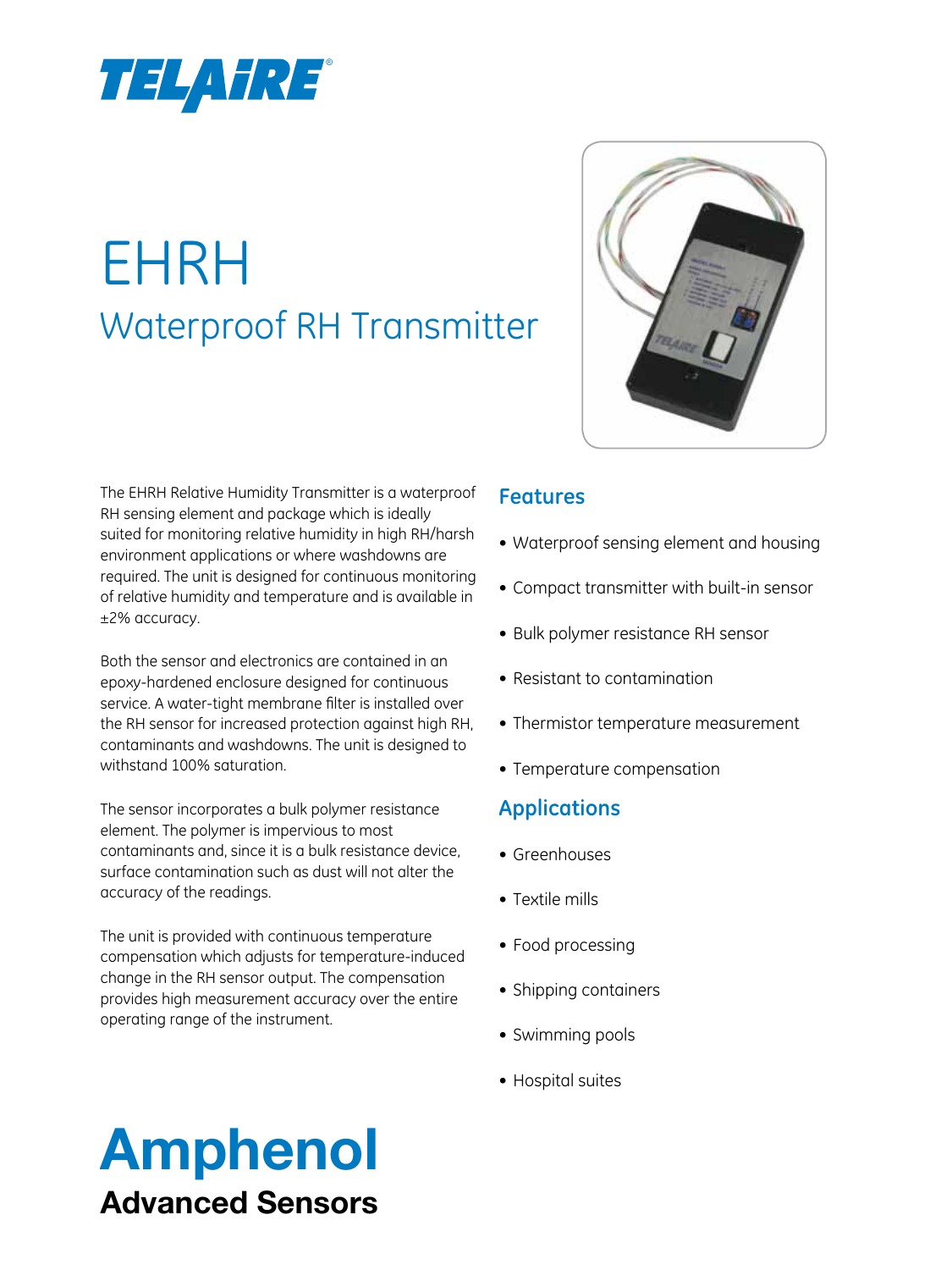TELAIRE®

# EHRH

## Waterproof RH Transmitter

The EHRH Relative Humidity Transmitter is a waterproof RH sensing element and package which is ideally suited for monitoring relative humidity in high RH/harsh environment applications or where washdowns are required. The unit is designed for continuous monitoring of relative humidity and temperature and is available in ±2% accuracy.

Both the sensor and electronics are contained in an epoxy-hardened enclosure designed for continuous service. A water-tight membrane filter is installed over the RH sensor for increased protection against high RH, contaminants and washdowns. The unit is designed to withstand 100% saturation.

The sensor incorporates a bulk polymer resistance element. The polymer is impervious to most contaminants and, since it is a bulk resistance device, surface contamination such as dust will not alter the accuracy of the readings.

The unit is provided with continuous temperature compensation which adjusts for temperature-induced change in the RH sensor output. The compensation provides high measurement accuracy over the entire operating range of the instrument.

### Features

- Waterproof sensing element and housing
- Compact transmitter with built-in sensor
- Bulk polymer resistance RH sensor
- Resistant to contamination
- Thermistor temperature measurement
- Temperature compensation

### Applications

- Greenhouses
- Textile mills
- Food processing
- Shipping containers
- Swimming pools
- Hospital suites

**Amphenol**
**Advanced Sensors**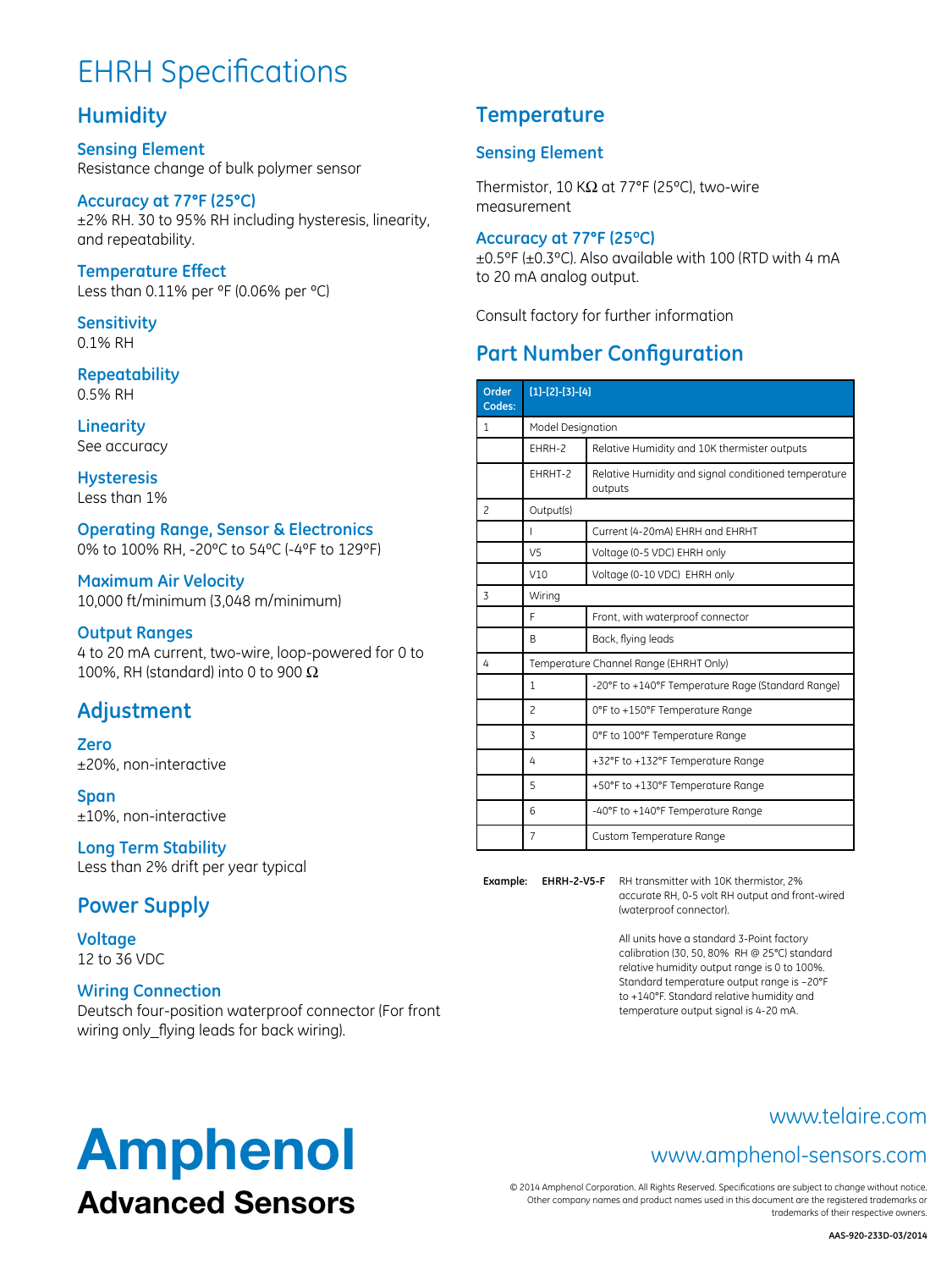# EHRH Specifications

## Humidity

### Sensing Element

Resistance change of bulk polymer sensor

### Accuracy at 77°F (25°C)

±2% RH. 30 to 95% RH including hysteresis, linearity, and repeatability.

### Temperature Effect

Less than 0.11% per °F (0.06% per °C)

### Sensitivity

0.1% RH

### Repeatability

0.5% RH

### Linearity

See accuracy

### Hysteresis

Less than 1%

### Operating Range, Sensor & Electronics

0% to 100% RH, -20°C to 54°C (-4°F to 129°F)

### Maximum Air Velocity

10,000 ft/minimum (3,048 m/minimum)

### Output Ranges

4 to 20 mA current, two-wire, loop-powered for 0 to 100%, RH (standard) into 0 to 900 Ω

## Adjustment

### Zero

±20%, non-interactive

### Span

±10%, non-interactive

### Long Term Stability

Less than 2% drift per year typical

## Power Supply

### Voltage

12 to 36 VDC

### Wiring Connection

Deutsch four-position waterproof connector (For front wiring only_flying leads for back wiring).

## Temperature

### Sensing Element

Thermistor, 10 KΩ at 77°F (25°C), two-wire measurement

### Accuracy at 77°F (25°C)

±0.5°F (±0.3°C). Also available with 100 (RTD with 4 mA to 20 mA analog output.

Consult factory for further information

## Part Number Configuration

| Order Codes: | [1]-[2]-[3]-[4] | |
|---|---|---|
| 1 | Model Designation | |
| | EHRH-2 | Relative Humidity and 10K thermister outputs |
| | EHRHT-2 | Relative Humidity and signal conditioned temperature outputs |
| 2 | Output(s) | |
| | I | Current (4-20mA) EHRH and EHRHT |
| | V5 | Voltage (0-5 VDC) EHRH only |
| | V10 | Voltage (0-10 VDC) EHRH only |
| 3 | Wiring | |
| | F | Front, with waterproof connector |
| | B | Back, flying leads |
| 4 | Temperature Channel Range (EHRHT Only) | |
| | 1 | -20°F to +140°F Temperature Rage (Standard Range) |
| | 2 | 0°F to +150°F Temperature Range |
| | 3 | 0°F to 100°F Temperature Range |
| | 4 | +32°F to +132°F Temperature Range |
| | 5 | +50°F to +130°F Temperature Range |
| | 6 | -40°F to +140°F Temperature Range |
| | 7 | Custom Temperature Range |

**Example: EHRH-2-V5-F** RH transmitter with 10K thermistor, 2% accurate RH, 0-5 volt RH output and front-wired (waterproof connector).

All units have a standard 3-Point factory calibration (30, 50, 80% RH @ 25°C) standard relative humidity output range is 0 to 100%. Standard temperature output range is –20°F to +140°F. Standard relative humidity and temperature output signal is 4-20 mA.

**Amphenol**
**Advanced Sensors**

www.telaire.com

www.amphenol-sensors.com

© 2014 Amphenol Corporation. All Rights Reserved. Specifications are subject to change without notice. Other company names and product names used in this document are the registered trademarks or trademarks of their respective owners.

AAS-920-233D-03/2014